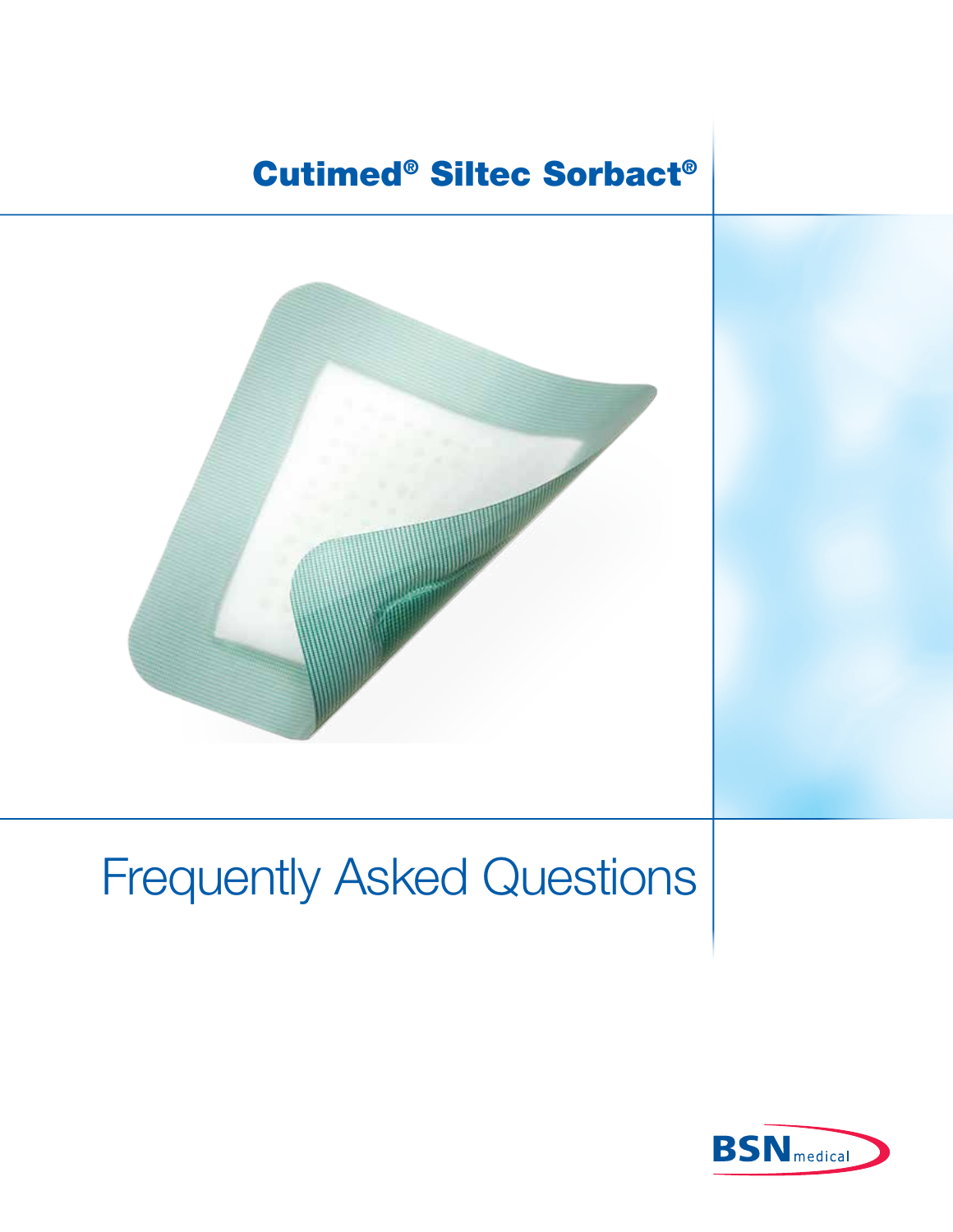# Cutimed® Siltec Sorbact®

# Frequently Asked Questions

BSN medical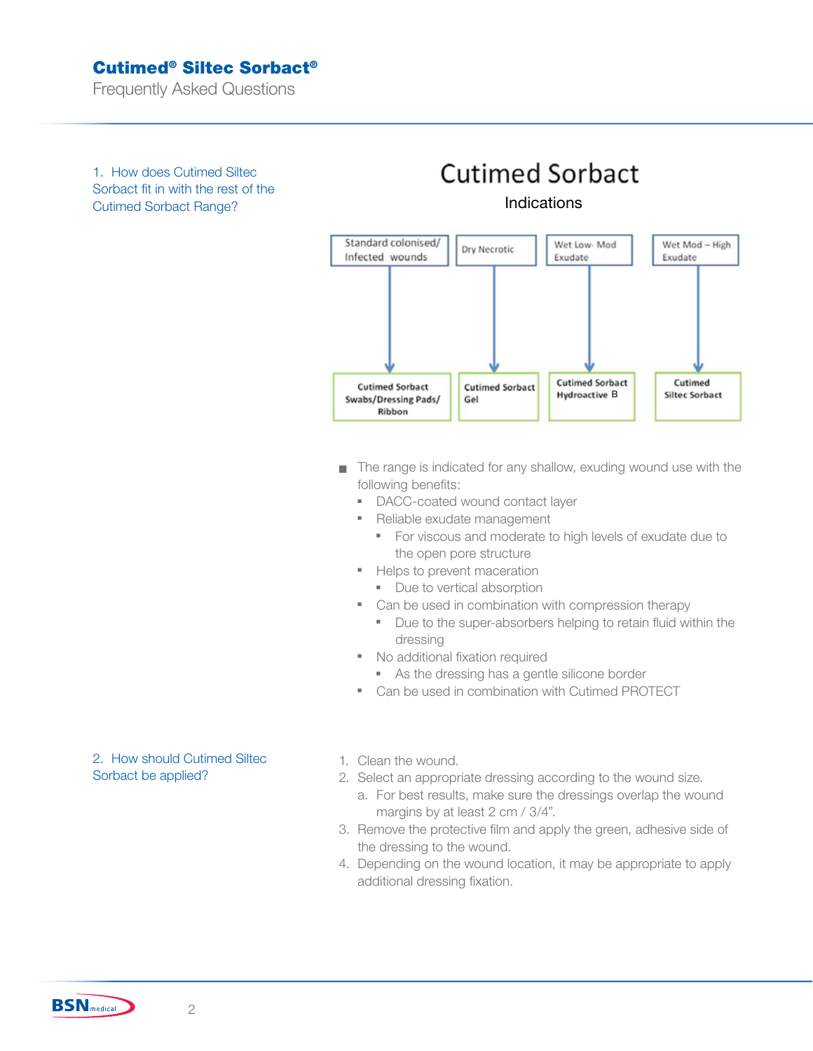1. How does Cutimed Siltec Sorbact fit in with the rest of the Cutimed Sorbact Range?

Cutimed Sorbact

Indications

Standard colonised/ Infected wounds → Cutimed Sorbact Swabs/Dressing Pads/ Ribbon

Dry Necrotic → Cutimed Sorbact Gel

Wet Low- Mod Exudate → Cutimed Sorbact Hydroactive B

Wet Mod – High Exudate → Cutimed Siltec Sorbact

- The range is indicated for any shallow, exuding wound use with the following benefits:
  - DACC-coated wound contact layer
  - Reliable exudate management
    - For viscous and moderate to high levels of exudate due to the open pore structure
  - Helps to prevent maceration
    - Due to vertical absorption
  - Can be used in combination with compression therapy
    - Due to the super-absorbers helping to retain fluid within the dressing
  - No additional fixation required
    - As the dressing has a gentle silicone border
  - Can be used in combination with Cutimed PROTECT

2. How should Cutimed Siltec Sorbact be applied?

1. Clean the wound.
2. Select an appropriate dressing according to the wound size.
   a. For best results, make sure the dressings overlap the wound margins by at least 2 cm / 3/4”.
3. Remove the protective film and apply the green, adhesive side of the dressing to the wound.
4. Depending on the wound location, it may be appropriate to apply additional dressing fixation.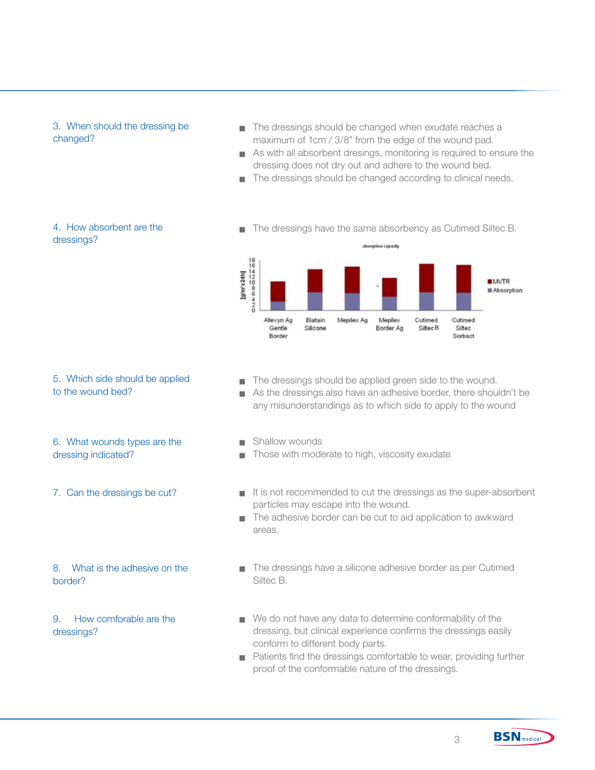3. When should the dressing be changed?

- The dressings should be changed when exudate reaches a maximum of 1cm / 3/8" from the edge of the wound pad.
- As with all absorbent dresings, monitoring is required to ensure the dressing does not dry out and adhere to the wound bed.
- The dressings should be changed according to clinical needs.

4. How absorbent are the dressings?

- The dressings have the same absorbency as Cutimed Siltec B.

absorption capacity

[g/m²x24h]

18
16
14
12
10
8
6
4
2
0

Allevyn Ag Gentle Border
Biatain Silicone
Mepilex Ag
Mepilex Border Ag
Cutimed Siltec B
Cutimed Siltec Sorbact

MVTR
Absorption

5. Which side should be applied to the wound bed?

- The dressings should be applied green side to the wound.
- As the dressings also have an adhesive border, there shouldn't be any misunderstandings as to which side to apply to the wound

6. What wounds types are the dressing indicated?

- Shallow wounds
- Those with moderate to high, viscosity exudate

7. Can the dressings be cut?

- It is not recommended to cut the dressings as the super-absorbent particles may escape into the wound.
- The adhesive border can be cut to aid application to awkward areas.

8. What is the adhesive on the border?

- The dressings have a silicone adhesive border as per Cutimed Siltec B.

9. How comforable are the dressings?

- We do not have any data to determine conformability of the dressing, but clinical experience confirms the dressings easily conform to different body parts.
- Patients find the dressings comfortable to wear, providing further proof of the conformable nature of the dressings.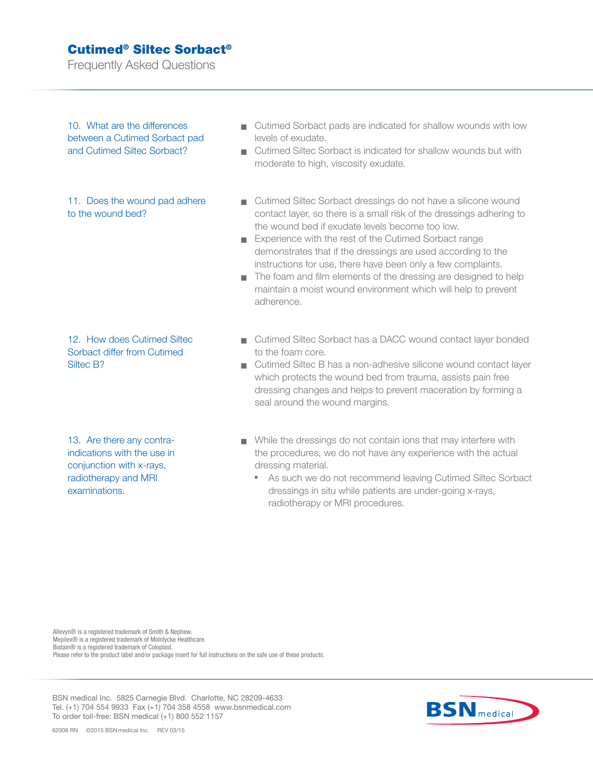# Cutimed® Siltec Sorbact®

Frequently Asked Questions

**10. What are the differences between a Cutimed Sorbact pad and Cutimed Siltec Sorbact?**

- Cutimed Sorbact pads are indicated for shallow wounds with low levels of exudate.
- Cutimed Siltec Sorbact is indicated for shallow wounds but with moderate to high, viscosity exudate.

**11. Does the wound pad adhere to the wound bed?**

- Cutimed Siltec Sorbact dressings do not have a silicone wound contact layer, so there is a small risk of the dressings adhering to the wound bed if exudate levels become too low.
- Experience with the rest of the Cutimed Sorbact range demonstrates that if the dressings are used according to the instructions for use, there have been only a few complaints.
- The foam and film elements of the dressing are designed to help maintain a moist wound environment which will help to prevent adherence.

**12. How does Cutimed Siltec Sorbact differ from Cutimed Siltec B?**

- Cutimed Siltec Sorbact has a DACC wound contact layer bonded to the foam core.
- Cutimed Siltec B has a non-adhesive silicone wound contact layer which protects the wound bed from trauma, assists pain free dressing changes and helps to prevent maceration by forming a seal around the wound margins.

**13. Are there any contra-indications with the use in conjunction with x-rays, radiotherapy and MRI examinations.**

- While the dressings do not contain ions that may interfere with the procedures, we do not have any experience with the actual dressing material.
  - As such we do not recommend leaving Cutimed Siltec Sorbact dressings in situ while patients are under-going x-rays, radiotherapy or MRI procedures.

Allevyn® is a registered trademark of Smith & Nephew.
Mepilex® is a registered trademark of Molnlycke Healthcare.
Biatain® is a registered trademark of Coloplast.
Please refer to the product label and/or package insert for full instructions on the safe use of these products.

BSN medical Inc. 5825 Carnegie Blvd. Charlotte, NC 28209-4633
Tel. (+1) 704 554 9933 Fax (+1) 704 358 4558 www.bsnmedical.com
To order toll-free: BSN medical (+1) 800 552 1157

62008 RN ©2015 BSN medical Inc. REV 03/15

BSN medical